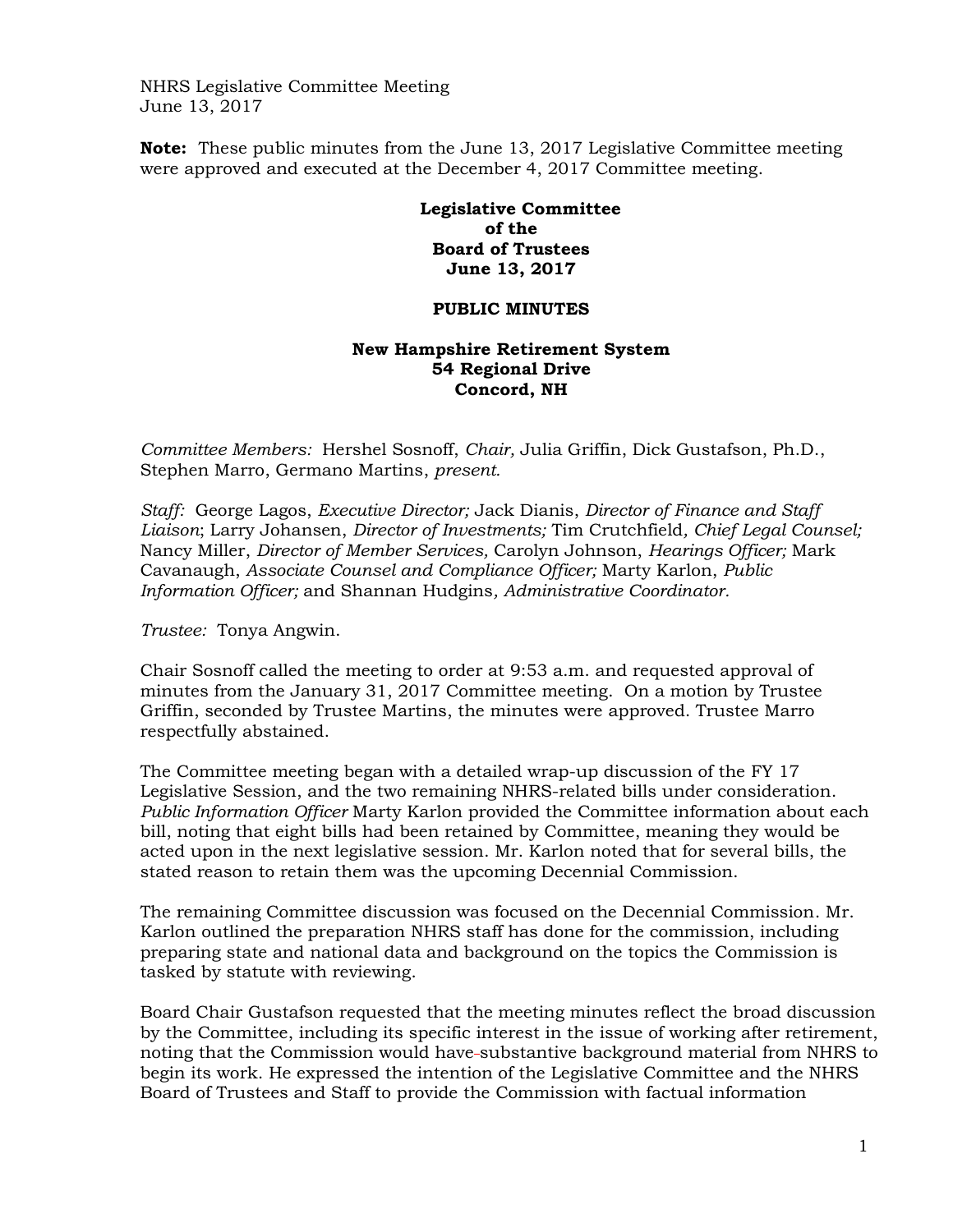NHRS Legislative Committee Meeting
June 13, 2017

**Note:** These public minutes from the June 13, 2017 Legislative Committee meeting were approved and executed at the December 4, 2017 Committee meeting.

**Legislative Committee**
**of the**
**Board of Trustees**
**June 13, 2017**

**PUBLIC MINUTES**

**New Hampshire Retirement System**
**54 Regional Drive**
**Concord, NH**

*Committee Members:* Hershel Sosnoff, *Chair,* Julia Griffin, Dick Gustafson, Ph.D., Stephen Marro, Germano Martins, *present.*

*Staff:* George Lagos, *Executive Director;* Jack Dianis, *Director of Finance and Staff Liaison*; Larry Johansen, *Director of Investments;* Tim Crutchfield*, Chief Legal Counsel;* Nancy Miller, *Director of Member Services,* Carolyn Johnson, *Hearings Officer;* Mark Cavanaugh, *Associate Counsel and Compliance Officer;* Marty Karlon, *Public Information Officer;* and Shannan Hudgins*, Administrative Coordinator.*

*Trustee:* Tonya Angwin.

Chair Sosnoff called the meeting to order at 9:53 a.m. and requested approval of minutes from the January 31, 2017 Committee meeting. On a motion by Trustee Griffin, seconded by Trustee Martins, the minutes were approved. Trustee Marro respectfully abstained.

The Committee meeting began with a detailed wrap-up discussion of the FY 17 Legislative Session, and the two remaining NHRS-related bills under consideration. *Public Information Officer* Marty Karlon provided the Committee information about each bill, noting that eight bills had been retained by Committee, meaning they would be acted upon in the next legislative session. Mr. Karlon noted that for several bills, the stated reason to retain them was the upcoming Decennial Commission.

The remaining Committee discussion was focused on the Decennial Commission. Mr. Karlon outlined the preparation NHRS staff has done for the commission, including preparing state and national data and background on the topics the Commission is tasked by statute with reviewing.

Board Chair Gustafson requested that the meeting minutes reflect the broad discussion by the Committee, including its specific interest in the issue of working after retirement, noting that the Commission would have substantive background material from NHRS to begin its work. He expressed the intention of the Legislative Committee and the NHRS Board of Trustees and Staff to provide the Commission with factual information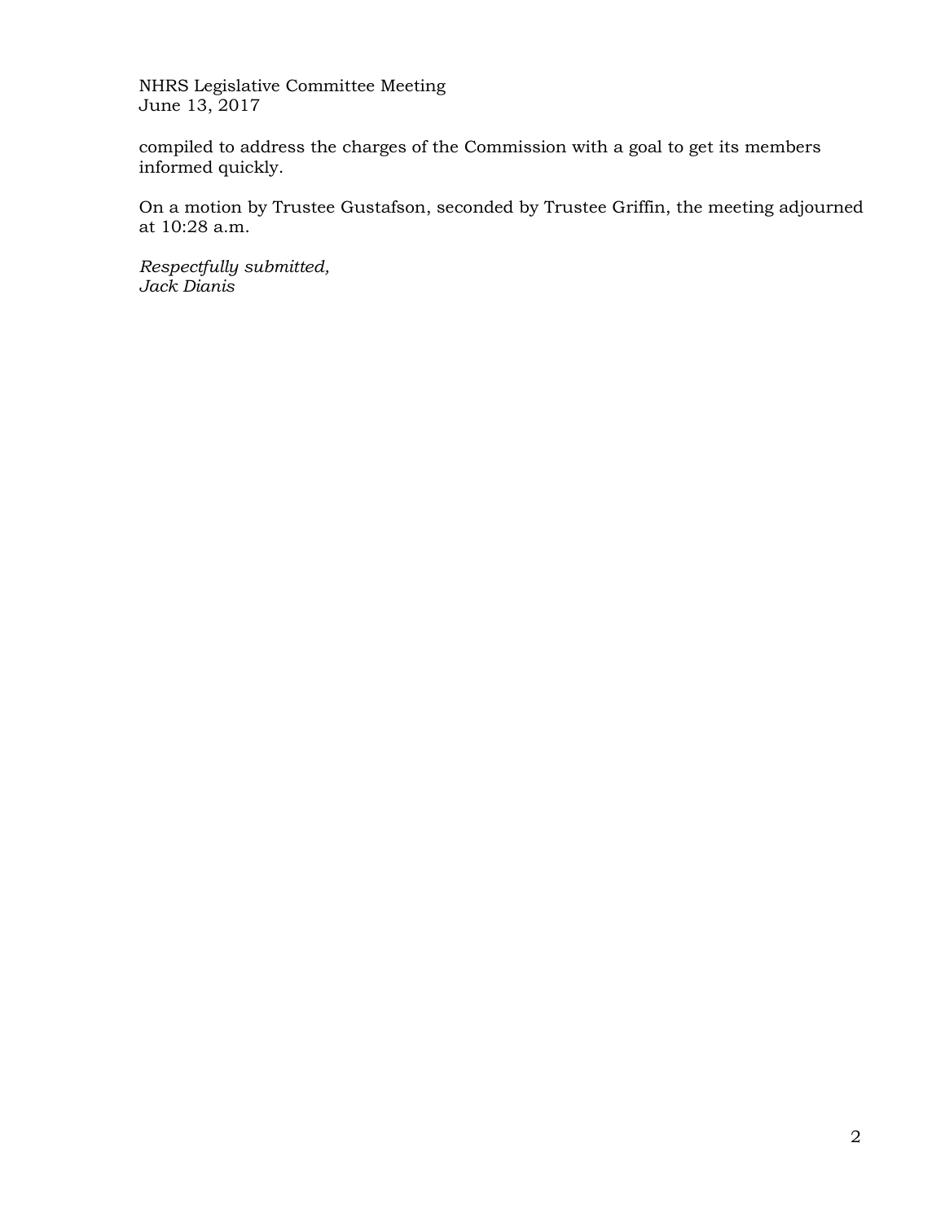compiled to address the charges of the Commission with a goal to get its members informed quickly.

On a motion by Trustee Gustafson, seconded by Trustee Griffin, the meeting adjourned at 10:28 a.m.

*Respectfully submitted,*
*Jack Dianis*